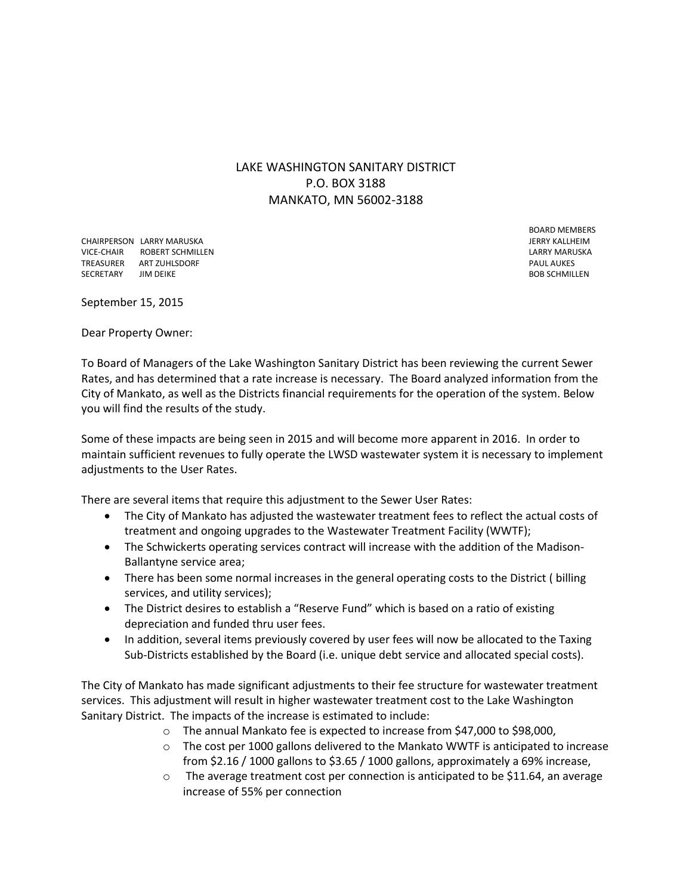# LAKE WASHINGTON SANITARY DISTRICT
P.O. BOX 3188
MANKATO, MN 56002-3188

| | | BOARD MEMBERS |
|---|---|---|
| CHAIRPERSON | LARRY MARUSKA | JERRY KALLHEIM |
| VICE-CHAIR | ROBERT SCHMILLEN | LARRY MARUSKA |
| TREASURER | ART ZUHLSDORF | PAUL AUKES |
| SECRETARY | JIM DEIKE | BOB SCHMILLEN |

September 15, 2015

Dear Property Owner:

To Board of Managers of the Lake Washington Sanitary District has been reviewing the current Sewer Rates, and has determined that a rate increase is necessary. The Board analyzed information from the City of Mankato, as well as the Districts financial requirements for the operation of the system. Below you will find the results of the study.

Some of these impacts are being seen in 2015 and will become more apparent in 2016. In order to maintain sufficient revenues to fully operate the LWSD wastewater system it is necessary to implement adjustments to the User Rates.

There are several items that require this adjustment to the Sewer User Rates:

- The City of Mankato has adjusted the wastewater treatment fees to reflect the actual costs of treatment and ongoing upgrades to the Wastewater Treatment Facility (WWTF);
- The Schwickerts operating services contract will increase with the addition of the Madison-Ballantyne service area;
- There has been some normal increases in the general operating costs to the District ( billing services, and utility services);
- The District desires to establish a "Reserve Fund" which is based on a ratio of existing depreciation and funded thru user fees.
- In addition, several items previously covered by user fees will now be allocated to the Taxing Sub-Districts established by the Board (i.e. unique debt service and allocated special costs).

The City of Mankato has made significant adjustments to their fee structure for wastewater treatment services. This adjustment will result in higher wastewater treatment cost to the Lake Washington Sanitary District. The impacts of the increase is estimated to include:

- The annual Mankato fee is expected to increase from $47,000 to $98,000,
- The cost per 1000 gallons delivered to the Mankato WWTF is anticipated to increase from $2.16 / 1000 gallons to $3.65 / 1000 gallons, approximately a 69% increase,
- The average treatment cost per connection is anticipated to be $11.64, an average increase of 55% per connection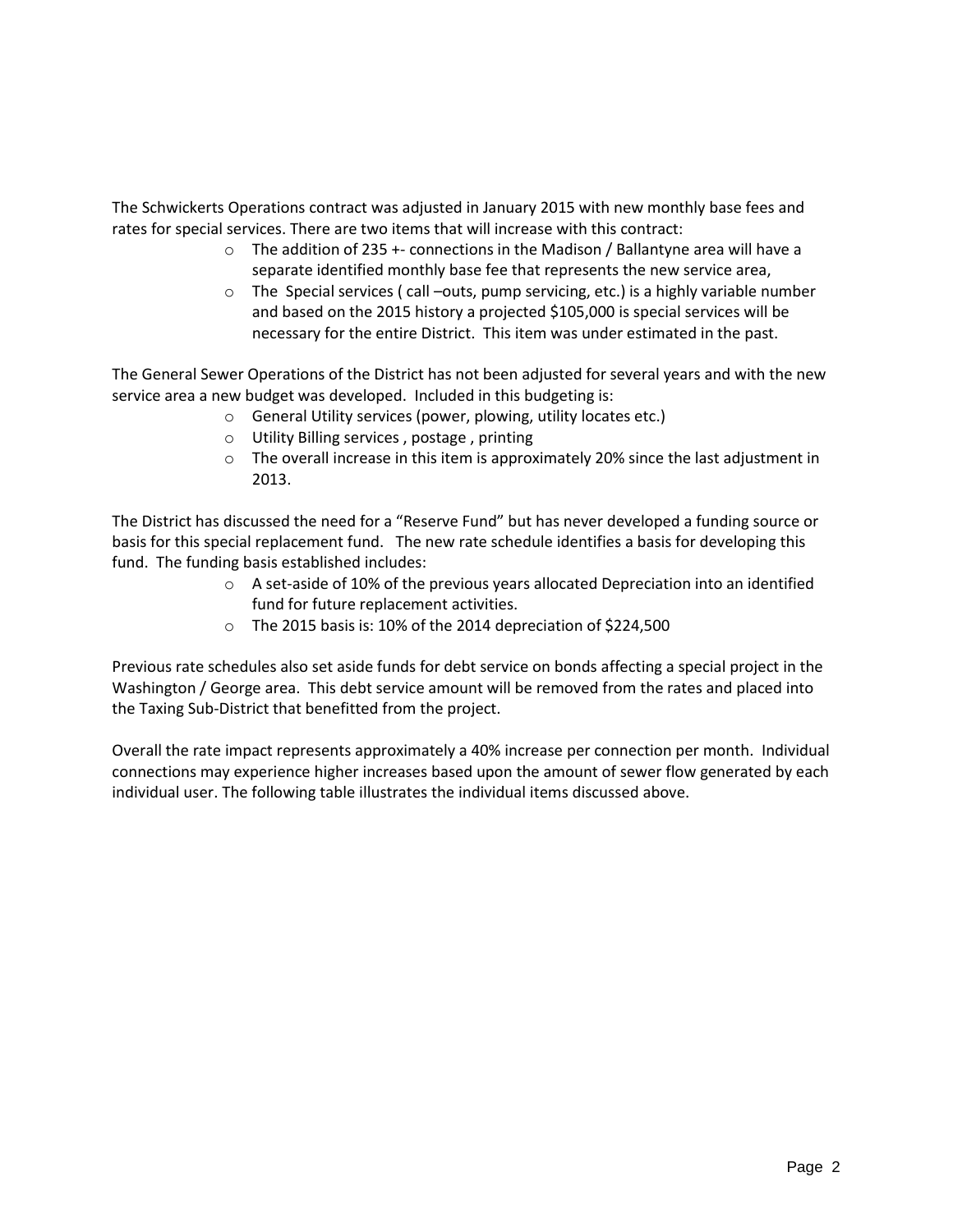The Schwickerts Operations contract was adjusted in January 2015 with new monthly base fees and rates for special services. There are two items that will increase with this contract:

- The addition of 235 +- connections in the Madison / Ballantyne area will have a separate identified monthly base fee that represents the new service area,
- The Special services ( call –outs, pump servicing, etc.) is a highly variable number and based on the 2015 history a projected $105,000 is special services will be necessary for the entire District. This item was under estimated in the past.

The General Sewer Operations of the District has not been adjusted for several years and with the new service area a new budget was developed. Included in this budgeting is:

- General Utility services (power, plowing, utility locates etc.)
- Utility Billing services , postage , printing
- The overall increase in this item is approximately 20% since the last adjustment in 2013.

The District has discussed the need for a "Reserve Fund" but has never developed a funding source or basis for this special replacement fund. The new rate schedule identifies a basis for developing this fund. The funding basis established includes:

- A set-aside of 10% of the previous years allocated Depreciation into an identified fund for future replacement activities.
- The 2015 basis is: 10% of the 2014 depreciation of $224,500

Previous rate schedules also set aside funds for debt service on bonds affecting a special project in the Washington / George area. This debt service amount will be removed from the rates and placed into the Taxing Sub-District that benefitted from the project.

Overall the rate impact represents approximately a 40% increase per connection per month. Individual connections may experience higher increases based upon the amount of sewer flow generated by each individual user. The following table illustrates the individual items discussed above.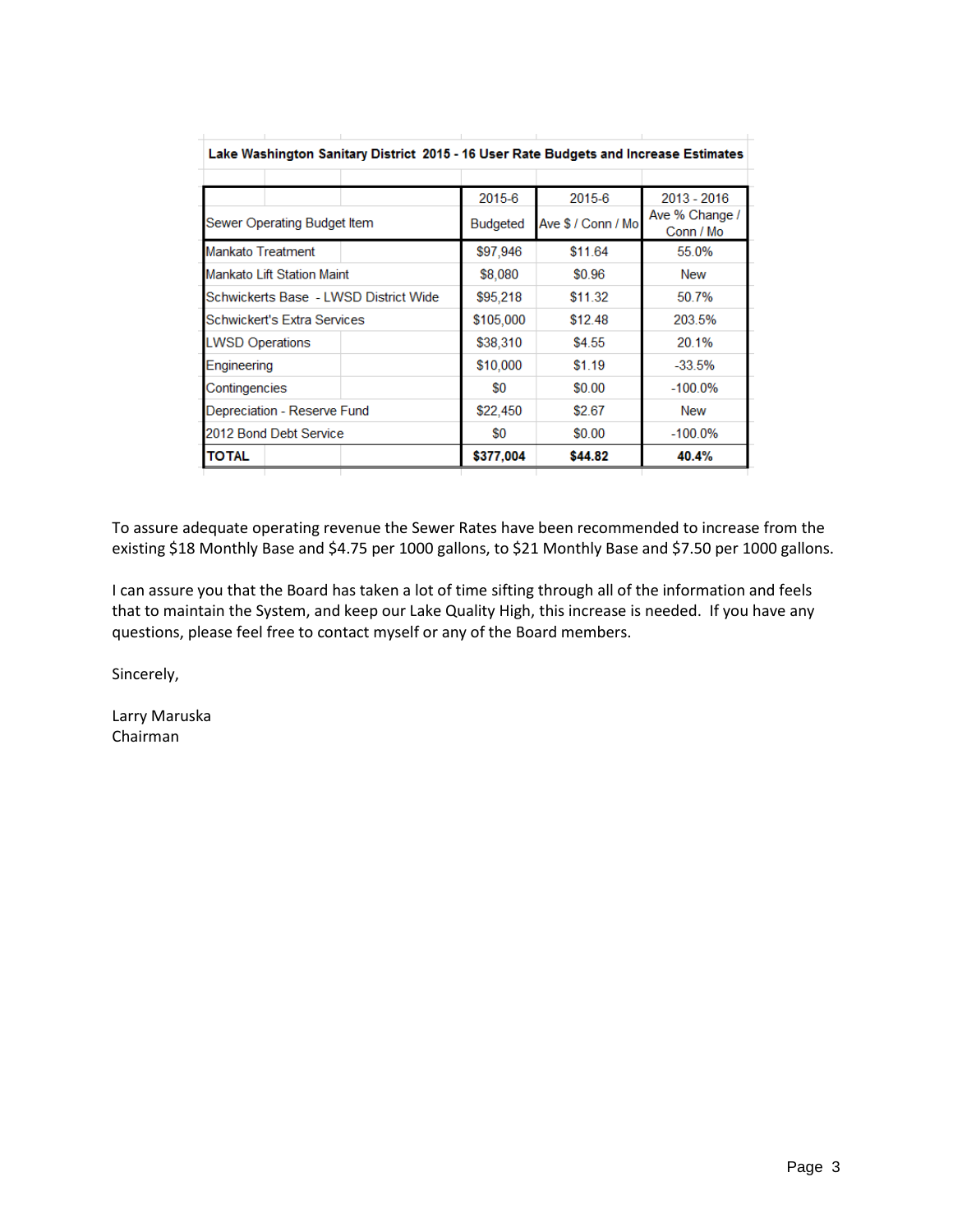**Lake Washington Sanitary District 2015 - 16 User Rate Budgets and Increase Estimates**

| Sewer Operating Budget Item | 2015-6 Budgeted | 2015-6 Ave $ / Conn / Mo | 2013 - 2016 Ave % Change / Conn / Mo |
|---|---|---|---|
| Mankato Treatment | $97,946 | $11.64 | 55.0% |
| Mankato Lift Station Maint | $8,080 | $0.96 | New |
| Schwickerts Base - LWSD District Wide | $95,218 | $11.32 | 50.7% |
| Schwickert's Extra Services | $105,000 | $12.48 | 203.5% |
| LWSD Operations | $38,310 | $4.55 | 20.1% |
| Engineering | $10,000 | $1.19 | -33.5% |
| Contingencies | $0 | $0.00 | -100.0% |
| Depreciation - Reserve Fund | $22,450 | $2.67 | New |
| 2012 Bond Debt Service | $0 | $0.00 | -100.0% |
| **TOTAL** | **$377,004** | **$44.82** | **40.4%** |

To assure adequate operating revenue the Sewer Rates have been recommended to increase from the existing $18 Monthly Base and $4.75 per 1000 gallons, to $21 Monthly Base and $7.50 per 1000 gallons.

I can assure you that the Board has taken a lot of time sifting through all of the information and feels that to maintain the System, and keep our Lake Quality High, this increase is needed. If you have any questions, please feel free to contact myself or any of the Board members.

Sincerely,

Larry Maruska
Chairman